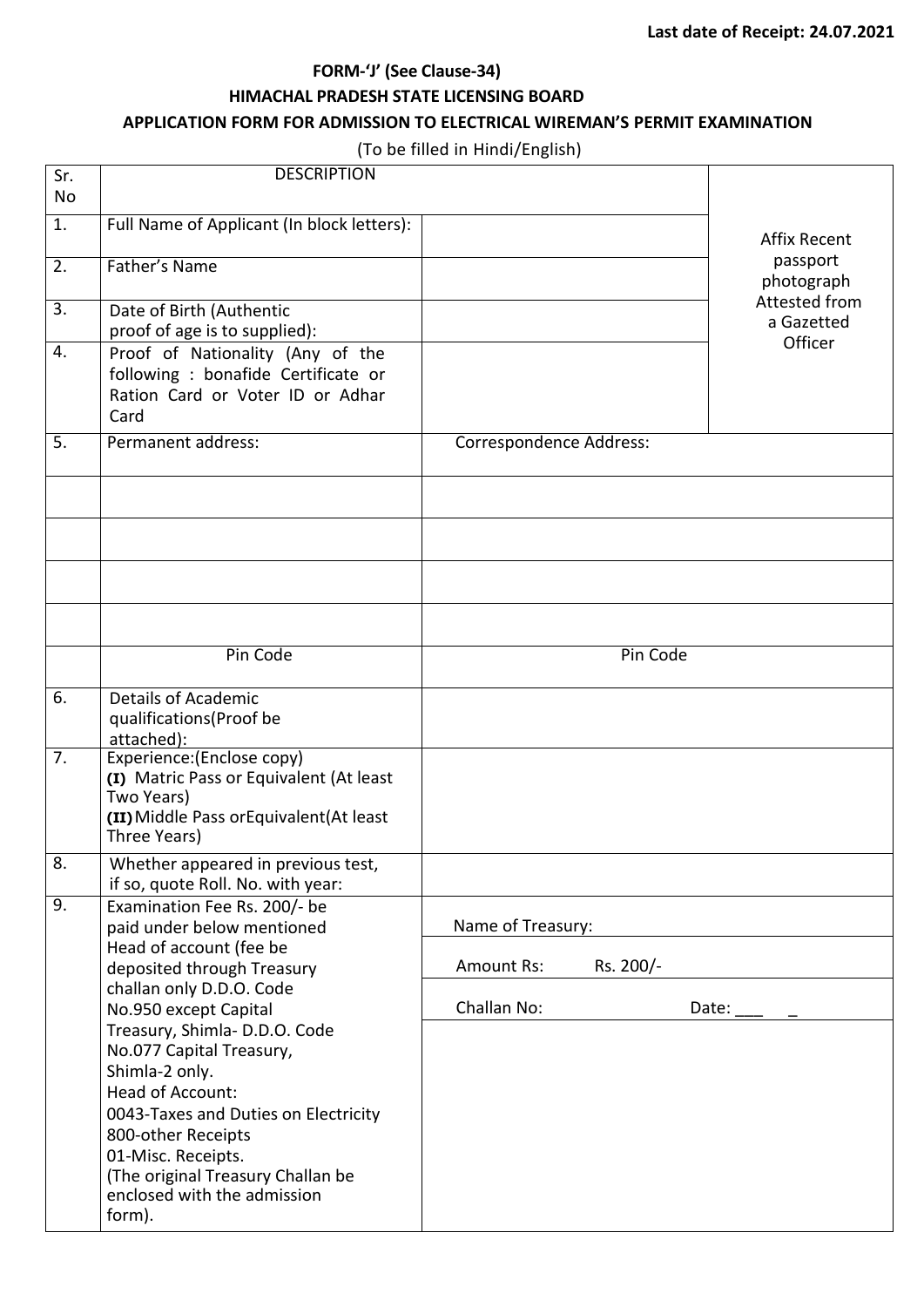**Last date of Receipt: 24.07.2021**

**FORM-'J' (See Clause-34)**

**HIMACHAL PRADESH STATE LICENSING BOARD**

**APPLICATION FORM FOR ADMISSION TO ELECTRICAL WIREMAN'S PERMIT EXAMINATION**

(To be filled in Hindi/English)

| Sr. No | DESCRIPTION | | |
|---|---|---|---|
| 1. | Full Name of Applicant (In block letters): | | Affix Recent passport photograph Attested from a Gazetted Officer |
| 2. | Father's Name | | |
| 3. | Date of Birth (Authentic proof of age is to supplied): | | |
| 4. | Proof of Nationality (Any of the following : bonafide Certificate or Ration Card or Voter ID or Adhar Card | | |
| 5. | Permanent address: | Correspondence Address: | |
| | | | |
| | | | |
| | | | |
| | | | |
| | Pin Code | Pin Code | |
| 6. | Details of Academic qualifications(Proof be attached): | | |
| 7. | Experience:(Enclose copy)<br>**(I)** Matric Pass or Equivalent (At least Two Years)<br>**(II)** Middle Pass orEquivalent(At least Three Years) | | |
| 8. | Whether appeared in previous test, if so, quote Roll. No. with year: | | |
| 9. | Examination Fee Rs. 200/- be paid under below mentioned Head of account (fee be deposited through Treasury challan only D.D.O. Code No.950 except Capital Treasury, Shimla- D.D.O. Code No.077 Capital Treasury, Shimla-2 only.<br>Head of Account:<br>0043-Taxes and Duties on Electricity<br>800-other Receipts<br>01-Misc. Receipts.<br>(The original Treasury Challan be enclosed with the admission form). | Name of Treasury:<br>Amount Rs: Rs. 200/-<br>Challan No: Date: ___ _ | |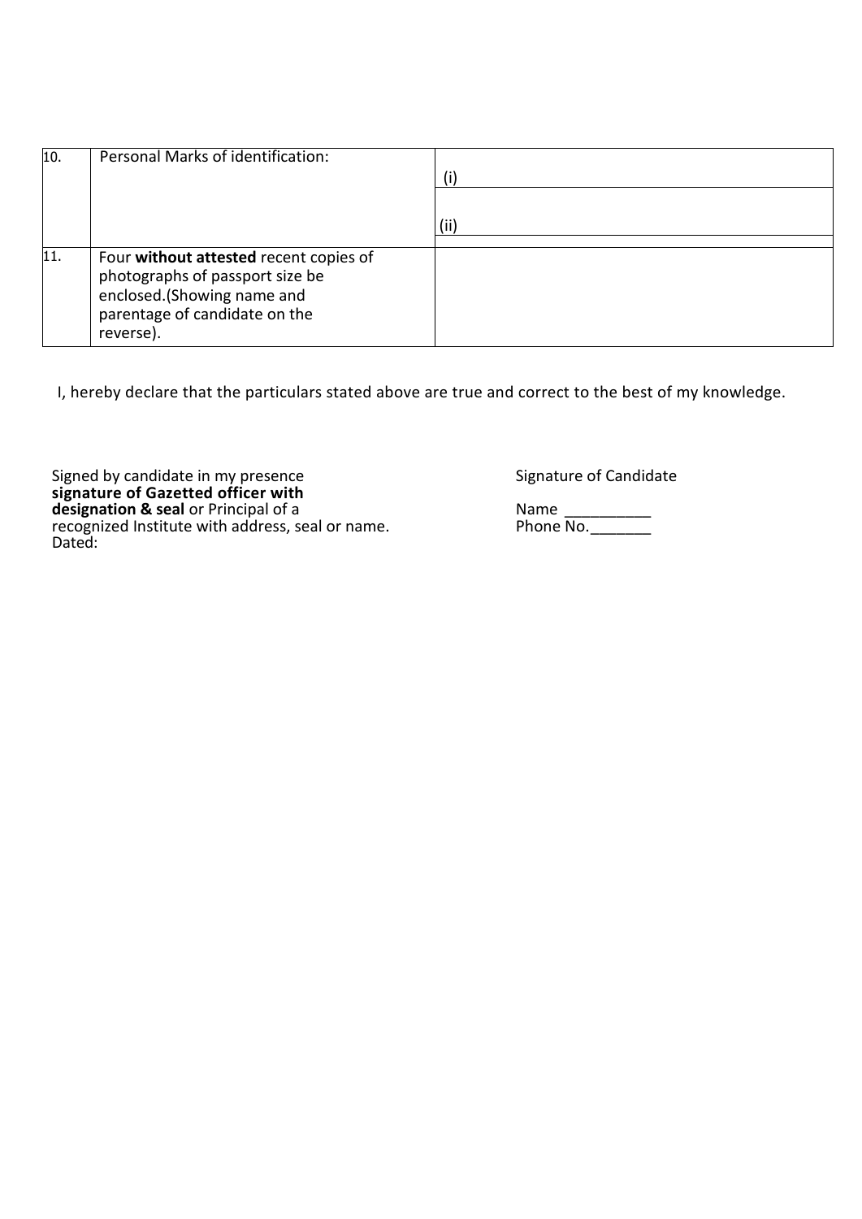| | | |
|---|---|---|
| 10. | Personal Marks of identification: | (i) |
| | | (ii) |
| 11. | Four **without attested** recent copies of photographs of passport size be enclosed.(Showing name and parentage of candidate on the reverse). | |

I, hereby declare that the particulars stated above are true and correct to the best of my knowledge.

Signed by candidate in my presence
**signature of Gazetted officer with designation & seal** or Principal of a recognized Institute with address, seal or name.
Dated:

Signature of Candidate

Name __________
Phone No._______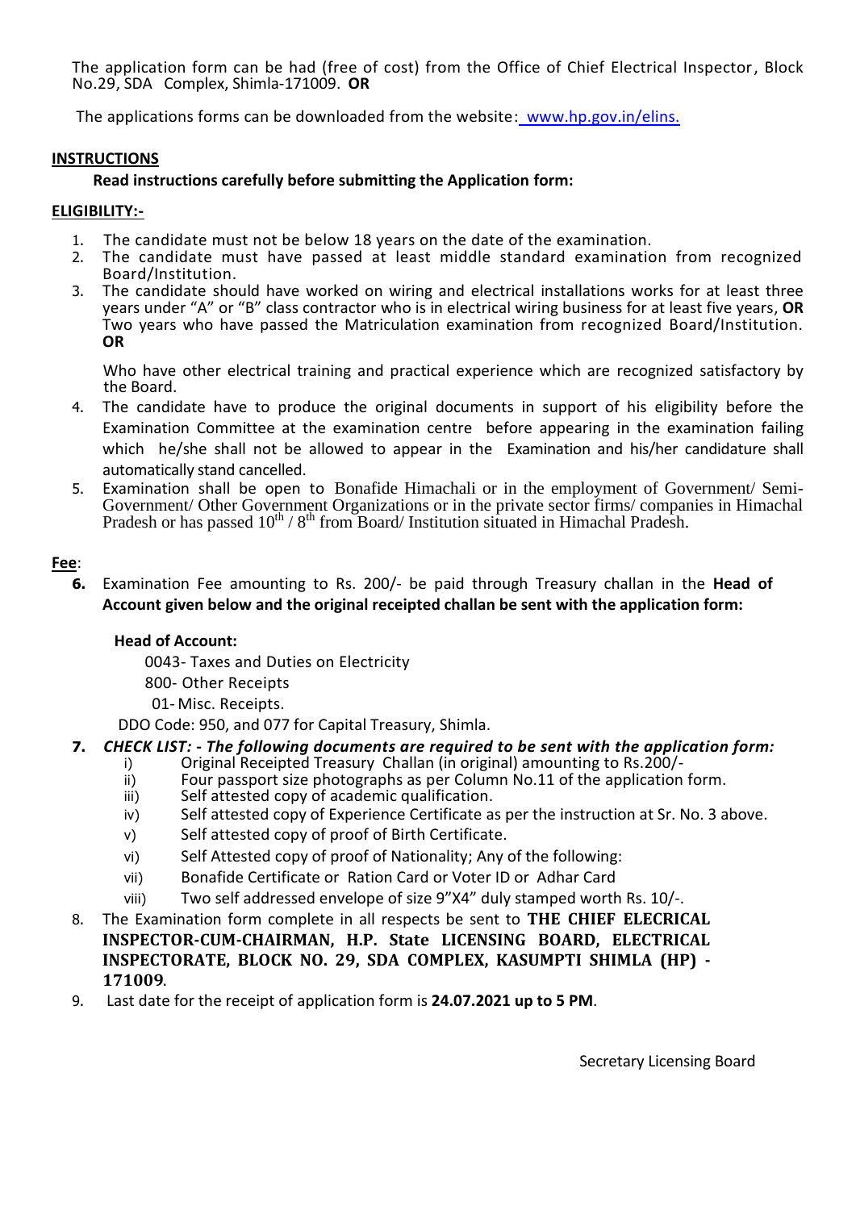The application form can be had (free of cost) from the Office of Chief Electrical Inspector, Block No.29, SDA Complex, Shimla-171009. **OR**

The applications forms can be downloaded from the website: www.hp.gov.in/elins.

## INSTRUCTIONS

**Read instructions carefully before submitting the Application form:**

### ELIGIBILITY:-

1. The candidate must not be below 18 years on the date of the examination.
2. The candidate must have passed at least middle standard examination from recognized Board/Institution.
3. The candidate should have worked on wiring and electrical installations works for at least three years under "A" or "B" class contractor who is in electrical wiring business for at least five years, **OR** Two years who have passed the Matriculation examination from recognized Board/Institution. **OR**

   Who have other electrical training and practical experience which are recognized satisfactory by the Board.
4. The candidate have to produce the original documents in support of his eligibility before the Examination Committee at the examination centre before appearing in the examination failing which he/she shall not be allowed to appear in the Examination and his/her candidature shall automatically stand cancelled.
5. Examination shall be open to Bonafide Himachali or in the employment of Government/ Semi-Government/ Other Government Organizations or in the private sector firms/ companies in Himachal Pradesh or has passed 10th / 8th from Board/ Institution situated in Himachal Pradesh.

### Fee:

6. Examination Fee amounting to Rs. 200/- be paid through Treasury challan in the **Head of Account given below and the original receipted challan be sent with the application form:**

   **Head of Account:**

   0043- Taxes and Duties on Electricity

   800- Other Receipts

   01- Misc. Receipts.

   DDO Code: 950, and 077 for Capital Treasury, Shimla.

7. ***CHECK LIST: - The following documents are required to be sent with the application form:***
   i) Original Receipted Treasury Challan (in original) amounting to Rs.200/-
   ii) Four passport size photographs as per Column No.11 of the application form.
   iii) Self attested copy of academic qualification.
   iv) Self attested copy of Experience Certificate as per the instruction at Sr. No. 3 above.
   v) Self attested copy of proof of Birth Certificate.
   vi) Self Attested copy of proof of Nationality; Any of the following:
   vii) Bonafide Certificate or Ration Card or Voter ID or Adhar Card
   viii) Two self addressed envelope of size 9"X4" duly stamped worth Rs. 10/-.
8. The Examination form complete in all respects be sent to **THE CHIEF ELECRICAL INSPECTOR-CUM-CHAIRMAN, H.P. State LICENSING BOARD, ELECTRICAL INSPECTORATE, BLOCK NO. 29, SDA COMPLEX, KASUMPTI SHIMLA (HP) - 171009**.
9. Last date for the receipt of application form is **24.07.2021 up to 5 PM**.

Secretary Licensing Board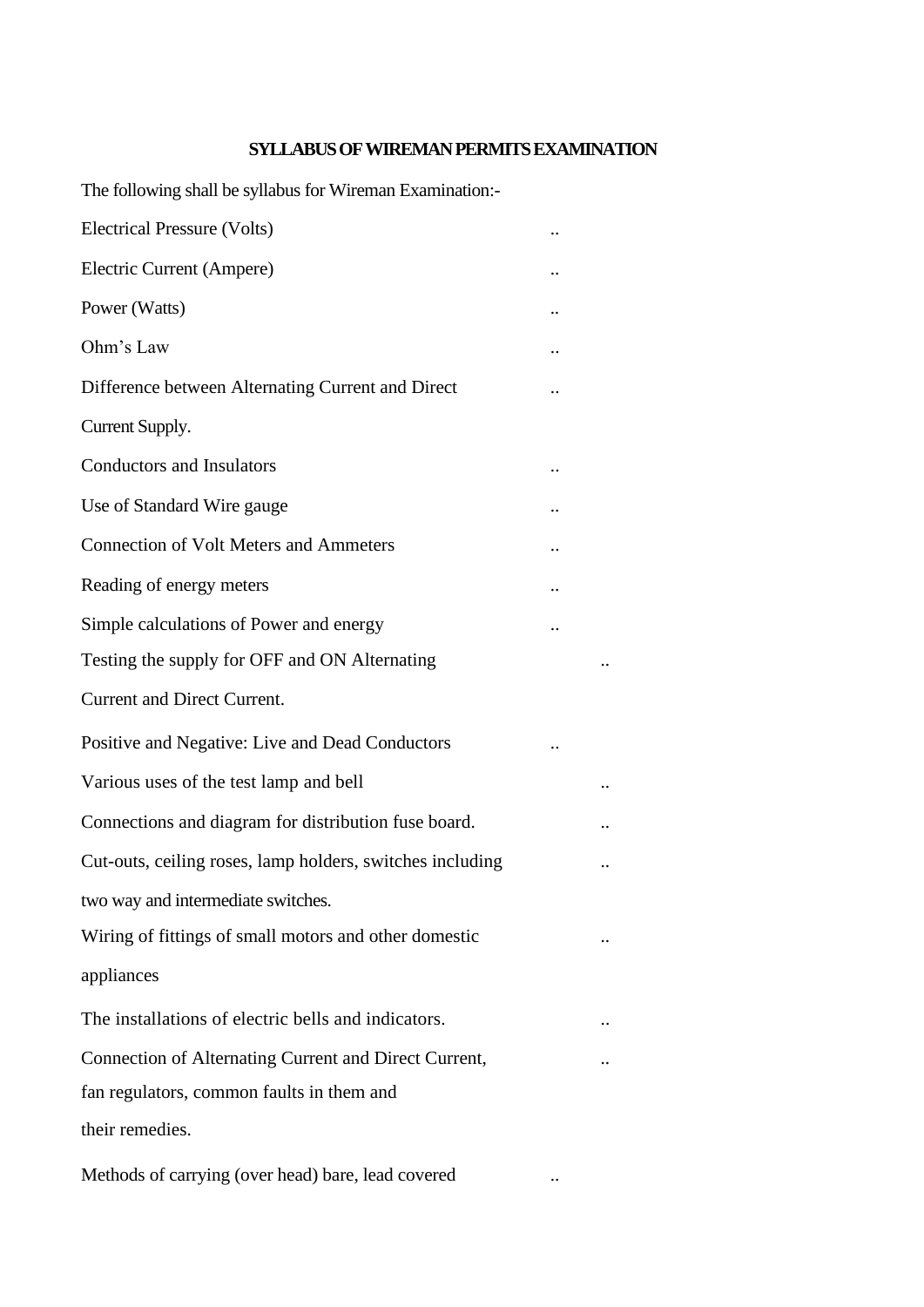## SYLLABUS OF WIREMAN PERMITS EXAMINATION

The following shall be syllabus for Wireman Examination:-

Electrical Pressure (Volts) ..

Electric Current (Ampere) ..

Power (Watts) ..

Ohm's Law ..

Difference between Alternating Current and Direct Current Supply. ..

Conductors and Insulators ..

Use of Standard Wire gauge ..

Connection of Volt Meters and Ammeters ..

Reading of energy meters ..

Simple calculations of Power and energy ..

Testing the supply for OFF and ON Alternating Current and Direct Current. ..

Positive and Negative: Live and Dead Conductors ..

Various uses of the test lamp and bell ..

Connections and diagram for distribution fuse board. ..

Cut-outs, ceiling roses, lamp holders, switches including two way and intermediate switches. ..

Wiring of fittings of small motors and other domestic appliances ..

The installations of electric bells and indicators. ..

Connection of Alternating Current and Direct Current, fan regulators, common faults in them and their remedies. ..

Methods of carrying (over head) bare, lead covered ..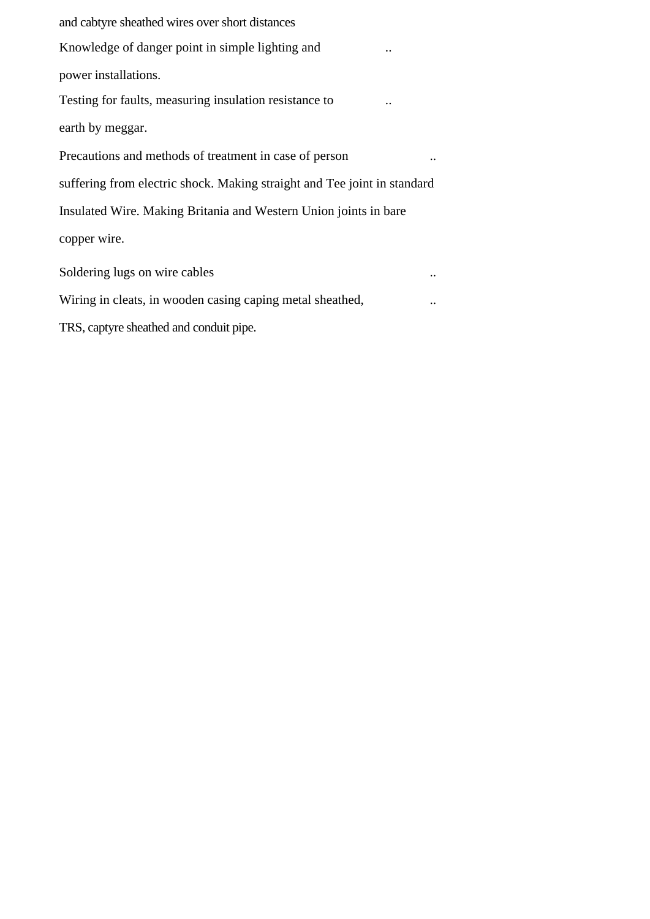and cabtyre sheathed wires over short distances

Knowledge of danger point in simple lighting and ..

power installations.

Testing for faults, measuring insulation resistance to ..

earth by meggar.

Precautions and methods of treatment in case of person ..

suffering from electric shock. Making straight and Tee joint in standard

Insulated Wire. Making Britania and Western Union joints in bare

copper wire.

Soldering lugs on wire cables ..

Wiring in cleats, in wooden casing caping metal sheathed, ..

TRS, captyre sheathed and conduit pipe.